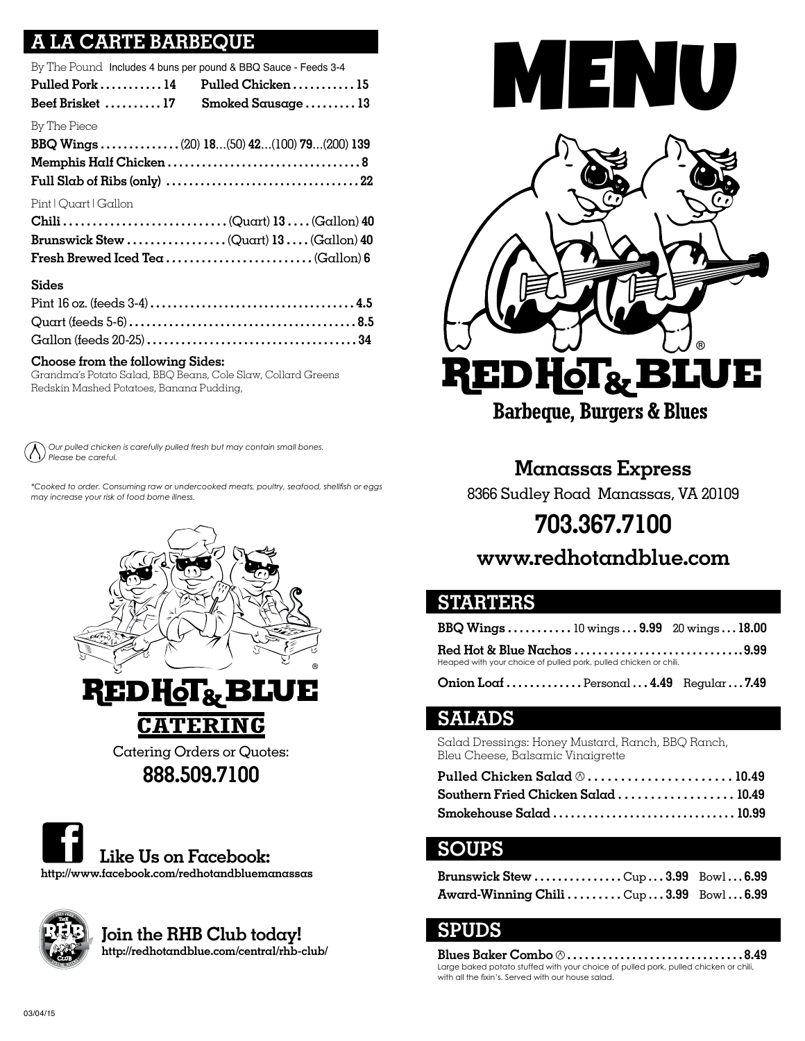## A LA CARTE BARBEQUE

By The Pound Includes 4 buns per pound & BBQ Sauce - Feeds 3-4

**Pulled Pork** . . . . . . . . . . . **14** **Pulled Chicken** . . . . . . . . . . . **15**
**Beef Brisket** . . . . . . . . . . **17** **Smoked Sausage** . . . . . . . . . **13**

By The Piece

**BBQ Wings** . . . . . . . . . . . . . . (20) **18**…(50) **42**…(100) **79**…(200) **139**
**Memphis Half Chicken** . . . . . . . . . . . . . . . . . . . . . . . . . . . . . . . . . . **8**
**Full Slab of Ribs (only)** . . . . . . . . . . . . . . . . . . . . . . . . . . . . . . . . . **22**

Pint | Quart | Gallon

**Chili** . . . . . . . . . . . . . . . . . . . . . . . . . . . . (Quart) **13** . . . . (Gallon) **40**
**Brunswick Stew** . . . . . . . . . . . . . . . . . (Quart) **13** . . . . (Gallon) **40**
**Fresh Brewed Iced Tea** . . . . . . . . . . . . . . . . . . . . . . . . . (Gallon) **6**

**Sides**

Pint 16 oz. (feeds 3-4) . . . . . . . . . . . . . . . . . . . . . . . . . . . . . . . . . . . **4.5**
Quart (feeds 5-6) . . . . . . . . . . . . . . . . . . . . . . . . . . . . . . . . . . . . . . . **8.5**
Gallon (feeds 20-25) . . . . . . . . . . . . . . . . . . . . . . . . . . . . . . . . . . . . **34**

**Choose from the following Sides:**
Grandma's Potato Salad, BBQ Beans, Cole Slaw, Collard Greens
Redskin Mashed Potatoes, Banana Pudding,

*Our pulled chicken is carefully pulled fresh but may contain small bones. Please be careful.*

*\*Cooked to order. Consuming raw or undercooked meats, poultry, seafood, shellfish or eggs may increase your risk of food borne illness.*

RED HOT & BLUE®
**CATERING**

Catering Orders or Quotes:
**888.509.7100**

**Like Us on Facebook:**
**http://www.facebook.com/redhotandbluemanassas**

**Join the RHB Club today!**
**http://redhotandblue.com/central/rhb-club/**

03/04/15

# MENU

RED HOT & BLUE®
**Barbeque, Burgers & Blues**

**Manassas Express**
8366 Sudley Road Manassas, VA 20109
**703.367.7100**
**www.redhotandblue.com**

## STARTERS

**BBQ Wings** . . . . . . . . . . . 10 wings . . . **9.99** 20 wings . . . **18.00**

**Red Hot & Blue Nachos** . . . . . . . . . . . . . . . . . . . . . . . . . . . . **9.99**
Heaped with your choice of pulled pork, pulled chicken or chili.

**Onion Loaf** . . . . . . . . . . . . . Personal . . . **4.49** Regular . . . **7.49**

## SALADS

Salad Dressings: Honey Mustard, Ranch, BBQ Ranch, Bleu Cheese, Balsamic Vinaigrette

**Pulled Chicken Salad** ⚠ . . . . . . . . . . . . . . . . . . . . . . **10.49**
**Southern Fried Chicken Salad** . . . . . . . . . . . . . . . . . . **10.49**
**Smokehouse Salad** . . . . . . . . . . . . . . . . . . . . . . . . . . . . . . **10.99**

## SOUPS

**Brunswick Stew** . . . . . . . . . . . . . . . Cup . . . **3.99** Bowl . . . **6.99**
**Award-Winning Chili** . . . . . . . . . Cup . . . **3.99** Bowl . . . **6.99**

## SPUDS

**Blues Baker Combo** ⚠ . . . . . . . . . . . . . . . . . . . . . . . . . . . . . **8.49**
Large baked potato stuffed with your choice of pulled pork, pulled chicken or chili, with all the fixin's. Served with our house salad.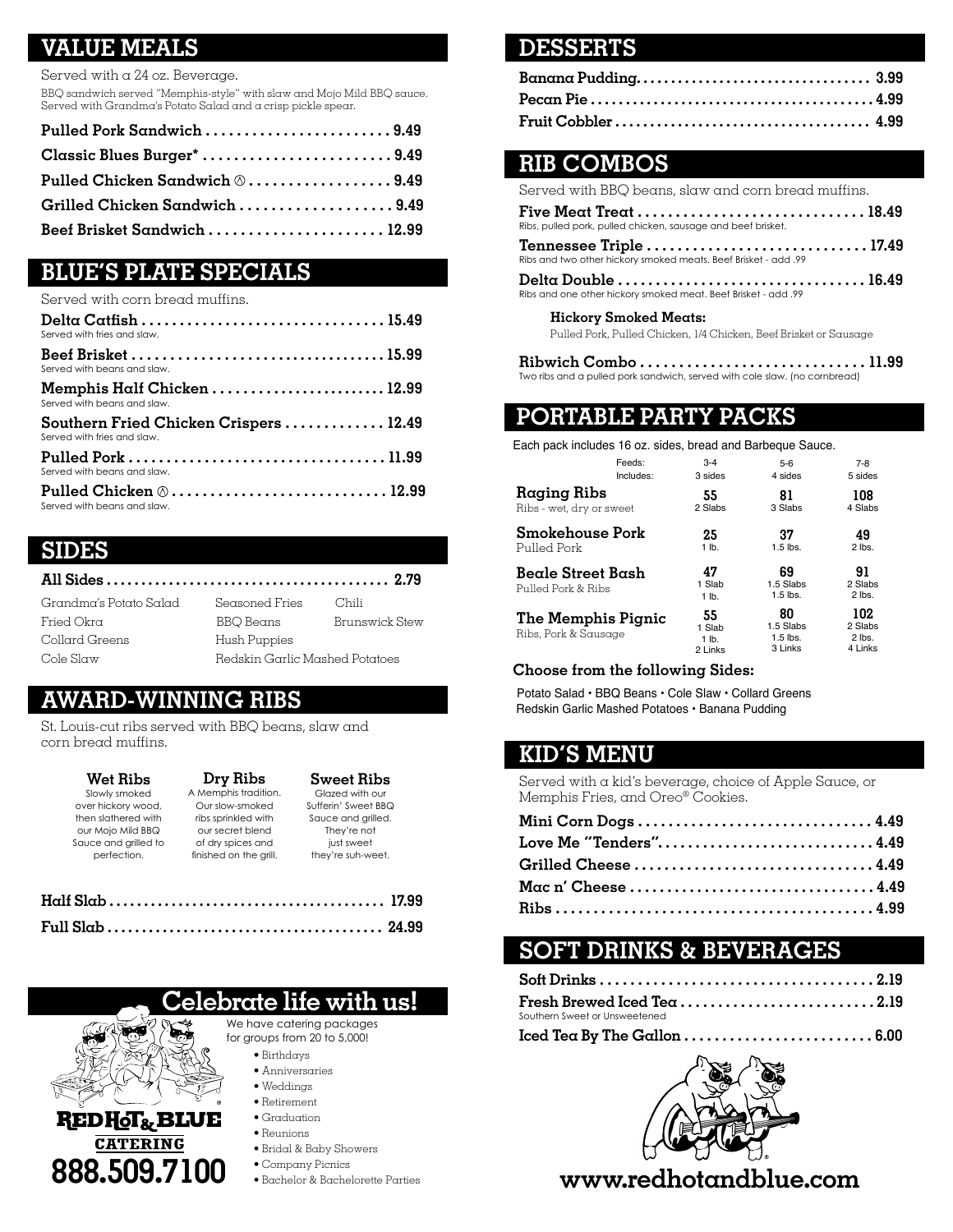## VALUE MEALS

Served with a 24 oz. Beverage.

BBQ sandwich served "Memphis-style" with slaw and Mojo Mild BBQ sauce. Served with Grandma's Potato Salad and a crisp pickle spear.

**Pulled Pork Sandwich** ........................ **9.49**

**Classic Blues Burger*** ........................ **9.49**

**Pulled Chicken Sandwich** ⓿ .................. **9.49**

**Grilled Chicken Sandwich** ................... **9.49**

**Beef Brisket Sandwich** ...................... **12.99**

## BLUE'S PLATE SPECIALS

Served with corn bread muffins.

**Delta Catfish** ................................ **15.49**
Served with fries and slaw.

**Beef Brisket** .................................. **15.99**
Served with beans and slaw.

**Memphis Half Chicken** ........................ **12.99**
Served with beans and slaw.

**Southern Fried Chicken Crispers** ............. **12.49**
Served with fries and slaw.

**Pulled Pork** .................................. **11.99**
Served with beans and slaw.

**Pulled Chicken** ⓿ ............................ **12.99**
Served with beans and slaw.

## SIDES

**All Sides** ........................................ **2.79**

Grandma's Potato Salad, Fried Okra, Collard Greens, Cole Slaw, Seasoned Fries, BBQ Beans, Hush Puppies, Redskin Garlic Mashed Potatoes, Chili, Brunswick Stew

## AWARD-WINNING RIBS

St. Louis-cut ribs served with BBQ beans, slaw and corn bread muffins.

**Wet Ribs**
Slowly smoked over hickory wood, then slathered with our Mojo Mild BBQ Sauce and grilled to perfection.

**Dry Ribs**
A Memphis tradition. Our slow-smoked ribs sprinkled with our secret blend of dry spices and finished on the grill.

**Sweet Ribs**
Glazed with our Sufferin' Sweet BBQ Sauce and grilled. They're not just sweet they're suh-weet.

**Half Slab** ....................................... **17.99**

**Full Slab** ....................................... **24.99**

## Celebrate life with us!

We have catering packages for groups from 20 to 5,000!

- Birthdays
- Anniversaries
- Weddings
- Retirement
- Graduation
- Reunions
- Bridal & Baby Showers
- Company Picnics
- Bachelor & Bachelorette Parties

**RED HOT & BLUE CATERING**

**888.509.7100**

## DESSERTS

**Banana Pudding** ................................ **3.99**

**Pecan Pie** ....................................... **4.99**

**Fruit Cobbler** ................................... **4.99**

## RIB COMBOS

Served with BBQ beans, slaw and corn bread muffins.

**Five Meat Treat** ............................... **18.49**
Ribs, pulled pork, pulled chicken, sausage and beef brisket.

**Tennessee Triple** ............................. **17.49**
Ribs and two other hickory smoked meats. Beef Brisket - add .99

**Delta Double** ................................. **16.49**
Ribs and one other hickory smoked meat. Beef Brisket - add .99

**Hickory Smoked Meats:**
Pulled Pork, Pulled Chicken, 1/4 Chicken, Beef Brisket or Sausage

**Ribwich Combo** ............................... **11.99**
Two ribs and a pulled pork sandwich, served with cole slaw. (no cornbread)

## PORTABLE PARTY PACKS

Each pack includes 16 oz. sides, bread and Barbeque Sauce.

| | Feeds: 3-4 | Feeds: 5-6 | Feeds: 7-8 |
|---|---|---|---|
| Includes: | 3 sides | 4 sides | 5 sides |
| **Raging Ribs** Ribs - wet, dry or sweet | **55** 2 Slabs | **81** 3 Slabs | **108** 4 Slabs |
| **Smokehouse Pork** Pulled Pork | **25** 1 lb. | **37** 1.5 lbs. | **49** 2 lbs. |
| **Beale Street Bash** Pulled Pork & Ribs | **47** 1 Slab 1 lb. | **69** 1.5 Slabs 1.5 lbs. | **91** 2 Slabs 2 lbs. |
| **The Memphis Pignic** Ribs, Pork & Sausage | **55** 1 Slab 1 lb. 2 Links | **80** 1.5 Slabs 1.5 lbs. 3 Links | **102** 2 Slabs 2 lbs. 4 Links |

**Choose from the following Sides:**

Potato Salad • BBQ Beans • Cole Slaw • Collard Greens
Redskin Garlic Mashed Potatoes • Banana Pudding

## KID'S MENU

Served with a kid's beverage, choice of Apple Sauce, or Memphis Fries, and Oreo® Cookies.

**Mini Corn Dogs** ............................... **4.49**

**Love Me "Tenders"** ............................ **4.49**

**Grilled Cheese** ................................ **4.49**

**Mac n' Cheese** ................................. **4.49**

**Ribs** ........................................... **4.99**

## SOFT DRINKS & BEVERAGES

**Soft Drinks** .................................... **2.19**

**Fresh Brewed Iced Tea** ......................... **2.19**
Southern Sweet or Unsweetened

**Iced Tea By The Gallon** ........................ **6.00**

**www.redhotandblue.com**